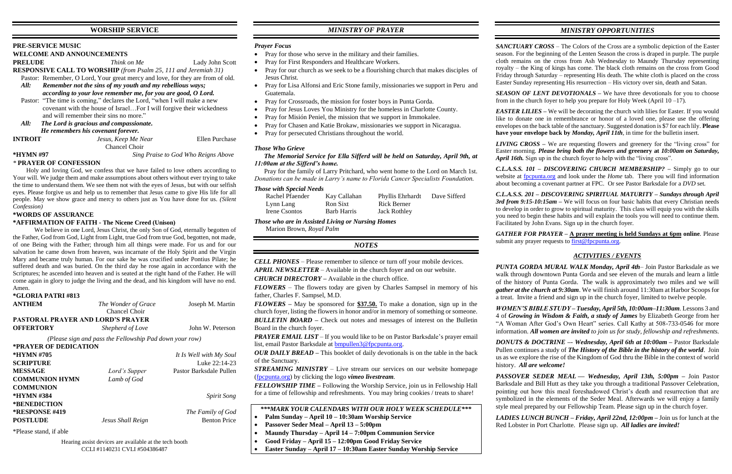# WORSHIP SERVICE

**PRE-SERVICE MUSIC**

**WELCOME AND ANNOUNCEMENTS**

| | | |
|---|---|---|
| **PRELUDE** | *Think on Me* | Lady John Scott |

**RESPONSIVE CALL TO WORSHIP** *(from Psalm 25, 111 and Jeremiah 31)*

Pastor: Remember, O Lord, Your great mercy and love, for they are from of old.

***All:*** ***Remember not the sins of my youth and my rebellious ways; according to your love remember me, for you are good, O Lord.***

Pastor: "The time is coming," declares the Lord, "when I will make a new covenant with the house of Israel…For I will forgive their wickedness and will remember their sins no more."

***All:*** ***The Lord is gracious and compassionate. He remembers his covenant forever.***

| | | |
|---|---|---|
| **INTROIT** | *Jesus, Keep Me Near* Chancel Choir | Ellen Purchase |
| **\*HYMN #97** | | *Sing Praise to God Who Reigns Above* |

**\* PRAYER OF CONFESSION**

Holy and loving God, we confess that we have failed to love others according to Your will. We judge them and make assumptions about others without ever trying to take the time to understand them. We see them not with the eyes of Jesus, but with our selfish eyes. Please forgive us and help us to remember that Jesus came to give His life for all people. May we show grace and mercy to others just as You have done for us. *(Silent Confession)*

**\*WORDS OF ASSURANCE**

**\*AFFIRMATION OF FAITH - The Nicene Creed (Unison)**

We believe in one Lord, Jesus Christ, the only Son of God, eternally begotten of the Father, God from God, Light from Light, true God from true God, begotten, not made, of one Being with the Father; through him all things were made. For us and for our salvation he came down from heaven, was incarnate of the Holy Spirit and the Virgin Mary and became truly human. For our sake he was crucified under Pontius Pilate; he suffered death and was buried. On the third day he rose again in accordance with the Scriptures; he ascended into heaven and is seated at the right hand of the Father. He will come again in glory to judge the living and the dead, and his kingdom will have no end. Amen.

| | | |
|---|---|---|
| **\*GLORIA PATRI #813** | | |
| **ANTHEM** | *The Wonder of Grace* Chancel Choir | Joseph M. Martin |
| **PASTORAL PRAYER AND LORD'S PRAYER** | | |
| **OFFERTORY** | *Shepherd of Love* | John W. Peterson |

*(Please sign and pass the Fellowship Pad down your row)*

| | | |
|---|---|---|
| **\*PRAYER OF DEDICATION** | | |
| **\*HYMN #705** | | *It Is Well with My Soul* |
| **SCRIPTURE** | | Luke 22:14-23 |
| **MESSAGE** | *Lord's Supper* | Pastor Barksdale Pullen |
| **COMMUNION HYMN** | *Lamb of God* | |
| **COMMUNION** | | |
| **\*HYMN #384** | | *Spirit Song* |
| **\*BENEDICTION** | | |
| **\*RESPONSE #419** | | *The Family of God* |
| **POSTLUDE** | *Jesus Shall Reign* | Benton Price |

\*Please stand, if able

Hearing assist devices are available at the tech booth
CCLI #1140231 CVLI #504386487

# *MINISTRY OF PRAYER*

### *Prayer Focus*

- Pray for those who serve in the military and their families.
- Pray for First Responders and Healthcare Workers.
- Pray for our church as we seek to be a flourishing church that makes disciples of Jesus Christ.
- Pray for Lisa Alfonsi and Eric Stone family, missionaries we support in Peru and Guatemala.
- Pray for Crossroads, the mission for foster boys in Punta Gorda.
- Pray for Jesus Loves You Ministry for the homeless in Charlotte County.
- Pray for Misión Peniel, the mission that we support in Immokalee.
- Pray for Chasen and Katie Brokaw, missionaries we support in Nicaragua.
- Pray for persecuted Christians throughout the world.

### *Those Who Grieve*

***The Memorial Service for Ella Sifferd will be held on Saturday, April 9th, at 11:00am at the Sifferd's home.***

Pray for the family of Larry Pritchard, who went home to the Lord on March 1st. *Donations can be made in Larry's name to Florida Cancer Specialists Foundation.*

### *Those with Special Needs*

| | | | |
|---|---|---|---|
| Rachel Pfaender | Kay Callahan | Phyllis Ehrhardt | Dave Sifferd |
| Lynn Lang | Ron Sixt | Rick Berner | |
| Irene Csontos | Barb Harris | Jack Rothley | |

### *Those who are in Assisted Living or Nursing Homes*

Marion Brown, *Royal Palm*

# *NOTES*

***CELL PHONES*** – Please remember to silence or turn off your mobile devices.

***APRIL NEWSLETTER*** – Available in the church foyer and on our website.

***CHURCH DIRECTORY –*** Available in the church office.

***FLOWERS*** – The flowers today are given by Charles Sampsel in memory of his father, Charles F. Sampsel, M.D.

***FLOWERS –*** May be sponsored for **$37.50.** To make a donation, sign up in the church foyer, listing the flowers in honor and/or in memory of something or someone.

***BULLETIN BOARD –*** Check out notes and messages of interest on the Bulletin Board in the church foyer.

***PRAYER EMAIL LIST*** – If you would like to be on Pastor Barksdale's prayer email list, email Pastor Barksdale at bmpullen3@fpcpunta.org.

***OUR DAILY BREAD –*** This booklet of daily devotionals is on the table in the back of the Sanctuary.

***STREAMING MINISTRY*** – Live stream our services on our website homepage (fpcpunta.org) by clicking the logo *vimeo livestream*.

***FELLOWSHIP TIME –*** Following the Worship Service, join us in Fellowship Hall for a time of fellowship and refreshments. You may bring cookies / treats to share!

***\*\*\*MARK YOUR CALENDARS WITH OUR HOLY WEEK SCHEDULE\*\*\****

- **Palm Sunday – April 10 – 10:30am Worship Service**
- **Passover Seder Meal – April 13 – 5:00pm**
- **Maundy Thursday – April 14 – 7:00pm Communion Service**
- **Good Friday – April 15 – 12:00pm Good Friday Service**
- **Easter Sunday – April 17 – 10:30am Easter Sunday Worship Service**

# *MINISTRY OPPORTUNITIES*

***SANCTUARY CROSS*** – The Colors of the Cross are a symbolic depiction of the Easter season. For the beginning of the Lenten Season the cross is draped in purple. The purple cloth remains on the cross from Ash Wednesday to Maundy Thursday representing royalty – the King of kings has come. The black cloth remains on the cross from Good Friday through Saturday – representing His death. The white cloth is placed on the cross Easter Sunday representing His resurrection – His victory over sin, death and Satan.

***SEASON OF LENT DEVOTIONALS –*** We have three devotionals for you to choose from in the church foyer to help you prepare for Holy Week (April 10 –17).

***EASTER LILIES –*** We will be decorating the church with lilies for Easter. If you would like to donate one in remembrance or honor of a loved one, please use the offering envelopes on the back table of the sanctuary. Suggested donation is $7 for each lily. **Please have your envelope back by** ***Monday, April 11th***, in time for the bulletin insert.

***LIVING CROSS –*** We are requesting flowers and greenery for the "living cross" for Easter morning. ***Please bring both the flowers and*** **greenery at *10:00am on Saturday, April 16th.*** Sign up in the church foyer to help with the "living cross".

***C.L.A.S.S. 101 – DISCOVERING CHURCH MEMBERSHIP? –*** Simply go to our website at fpcpunta.org and look under the *Home* tab. There you will find information about becoming a covenant partner at FPC. Or see Pastor Barksdale for a *DVD* set.

***C.L.A.S.S. 201 – DISCOVERING SPIRITUAL MATURITY – Sundays through April 3rd from 9:15-10:15am –*** We will focus on four basic habits that every Christian needs to develop in order to grow to spiritual maturity. This class will equip you with the skills you need to begin these habits and will explain the tools you will need to continue them. Facilitated by John Evans. Sign up in the church foyer.

***GATHER FOR PRAYER –*** **A prayer meeting is held Sundays at 6pm online**. Please submit any prayer requests to first@fpcpunta.org.

## *ACTIVITIES / EVENTS*

***PUNTA GORDA MURAL WALK Monday, April 4th***– Join Pastor Barksdale as we walk through downtown Punta Gorda and see eleven of the murals and learn a little of the history of Punta Gorda. The walk is approximately two miles and we will ***gather at the church at 9:30am***. We will finish around 11:30am at Harbor Scoops for a treat. Invite a friend and sign up in the church foyer, limited to twelve people.

***WOMEN'S BIBLE STUDY – Tuesday, April 5th, 10:00am–11:30am***. Lessons 3 and 4 of ***Growing in Wisdom & Faith, a study of James*** by Elizabeth George from her "A Woman After God's Own Heart" series. Call Kathy at 508-733-0546 for more information. ***All women are invited to join us for study, fellowship and refreshments.***

***DONUTS & DOCTRINE –- Wednesday, April 6th at 10:00am –*** Pastor Barksdale Pullen continues a study of ***The History of the Bible in the history of the world***. Join us as we explore the rise of the Kingdom of God thru the Bible in the context of world history. ***All are welcome!***

***PASSOVER SEDER MEAL — Wednesday, April 13th, 5:00pm –*** Join Pastor Barksdale and Bill Hutt as they take you through a traditional Passover Celebration, pointing out how this meal foreshadowed Christ's death and resurrection that are symbolized in the elements of the Seder Meal. Afterwards we will enjoy a family style meal prepared by our Fellowship Team. Please sign up in the church foyer.

***LADIES LUNCH BUNCH – Friday, April 22nd, 12:00pm –*** Join us for lunch at the Red Lobster in Port Charlotte. Please sign up. ***All ladies are invited!***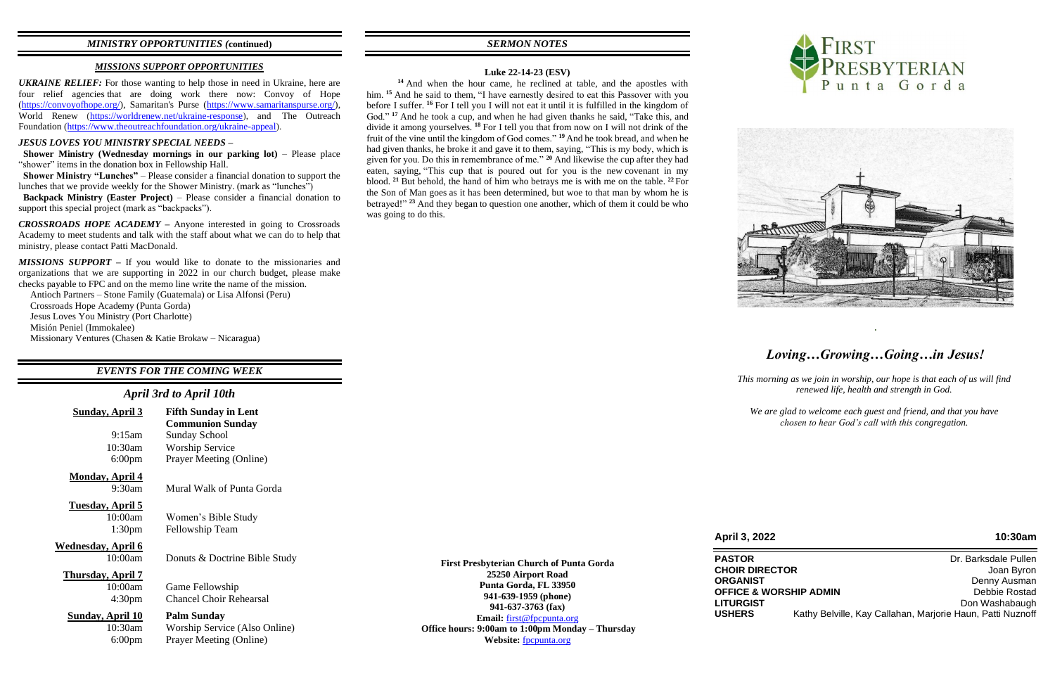## *MINISTRY OPPORTUNITIES (continued)*

### *MISSIONS SUPPORT OPPORTUNITIES*

***UKRAINE RELIEF:*** For those wanting to help those in need in Ukraine, here are four relief agencies that are doing work there now: Convoy of Hope (https://convoyofhope.org/), Samaritan's Purse (https://www.samaritanspurse.org/), World Renew (https://worldrenew.net/ukraine-response), and The Outreach Foundation (https://www.theoutreachfoundation.org/ukraine-appeal).

***JESUS LOVES YOU MINISTRY SPECIAL NEEDS –***

**Shower Ministry (Wednesday mornings in our parking lot)** – Please place "shower" items in the donation box in Fellowship Hall.

**Shower Ministry "Lunches"** – Please consider a financial donation to support the lunches that we provide weekly for the Shower Ministry. (mark as "lunches")

**Backpack Ministry (Easter Project)** – Please consider a financial donation to support this special project (mark as "backpacks").

***CROSSROADS HOPE ACADEMY –*** Anyone interested in going to Crossroads Academy to meet students and talk with the staff about what we can do to help that ministry, please contact Patti MacDonald.

***MISSIONS SUPPORT –*** If you would like to donate to the missionaries and organizations that we are supporting in 2022 in our church budget, please make checks payable to FPC and on the memo line write the name of the mission.

Antioch Partners – Stone Family (Guatemala) or Lisa Alfonsi (Peru)
Crossroads Hope Academy (Punta Gorda)
Jesus Loves You Ministry (Port Charlotte)
Misión Peniel (Immokalee)
Missionary Ventures (Chasen & Katie Brokaw – Nicaragua)

## *EVENTS FOR THE COMING WEEK*

### *April 3rd to April 10th*

**Sunday, April 3** — **Fifth Sunday in Lent**
**Communion Sunday**
9:15am — Sunday School
10:30am — Worship Service
6:00pm — Prayer Meeting (Online)

**Monday, April 4**
9:30am — Mural Walk of Punta Gorda

**Tuesday, April 5**
10:00am — Women's Bible Study
1:30pm — Fellowship Team

**Wednesday, April 6**
10:00am — Donuts & Doctrine Bible Study

**Thursday, April 7**
10:00am — Game Fellowship
4:30pm — Chancel Choir Rehearsal

**Sunday, April 10** — **Palm Sunday**
10:30am — Worship Service (Also Online)
6:00pm — Prayer Meeting (Online)

## *SERMON NOTES*

**Luke 22-14-23 (ESV)**

[14] And when the hour came, he reclined at table, and the apostles with him. [15] And he said to them, "I have earnestly desired to eat this Passover with you before I suffer. [16] For I tell you I will not eat it until it is fulfilled in the kingdom of God." [17] And he took a cup, and when he had given thanks he said, "Take this, and divide it among yourselves. [18] For I tell you that from now on I will not drink of the fruit of the vine until the kingdom of God comes." [19] And he took bread, and when he had given thanks, he broke it and gave it to them, saying, "This is my body, which is given for you. Do this in remembrance of me." [20] And likewise the cup after they had eaten, saying, "This cup that is poured out for you is the new covenant in my blood. [21] But behold, the hand of him who betrays me is with me on the table. [22] For the Son of Man goes as it has been determined, but woe to that man by whom he is betrayed!" [23] And they began to question one another, which of them it could be who was going to do this.

**First Presbyterian Church of Punta Gorda**
**25250 Airport Road**
**Punta Gorda, FL 33950**
**941-639-1959 (phone)**
**941-637-3763 (fax)**
**Email:** first@fpcpunta.org
**Office hours: 9:00am to 1:00pm Monday – Thursday**
**Website:** fpcpunta.org

FIRST PRESBYTERIAN
Punta Gorda

# *Loving…Growing…Going…in Jesus!*

*This morning as we join in worship, our hope is that each of us will find renewed life, health and strength in God.*

*We are glad to welcome each guest and friend, and that you have chosen to hear God's call with this congregation.*

**April 3, 2022** — **10:30am**

| | |
|---|---|
| **PASTOR** | Dr. Barksdale Pullen |
| **CHOIR DIRECTOR** | Joan Byron |
| **ORGANIST** | Denny Ausman |
| **OFFICE & WORSHIP ADMIN** | Debbie Rostad |
| **LITURGIST** | Don Washabaugh |
| **USHERS** | Kathy Belville, Kay Callahan, Marjorie Haun, Patti Nuznoff |